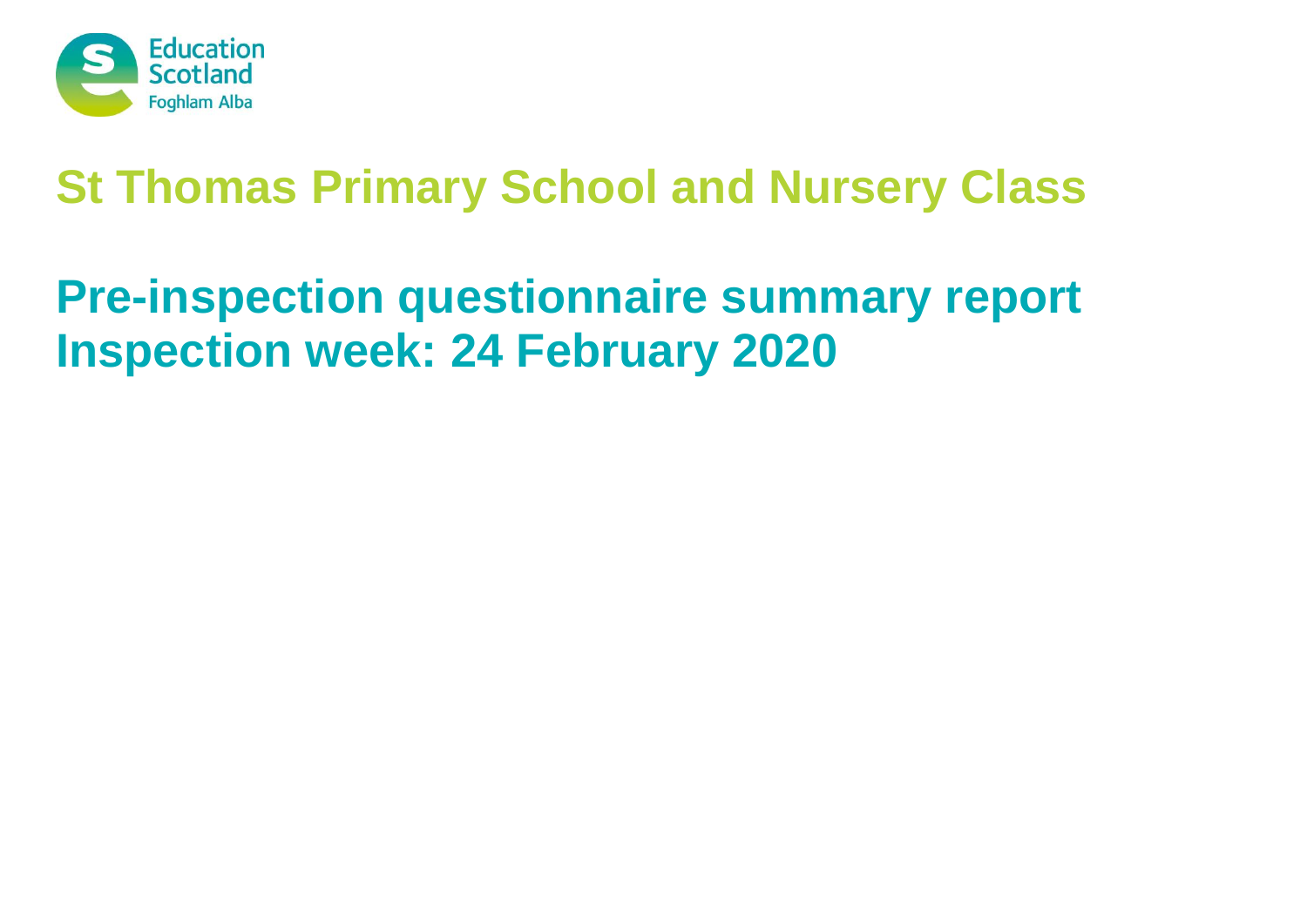Education Scotland
Foghlam Alba

# St Thomas Primary School and Nursery Class

## Pre-inspection questionnaire summary report
## Inspection week: 24 February 2020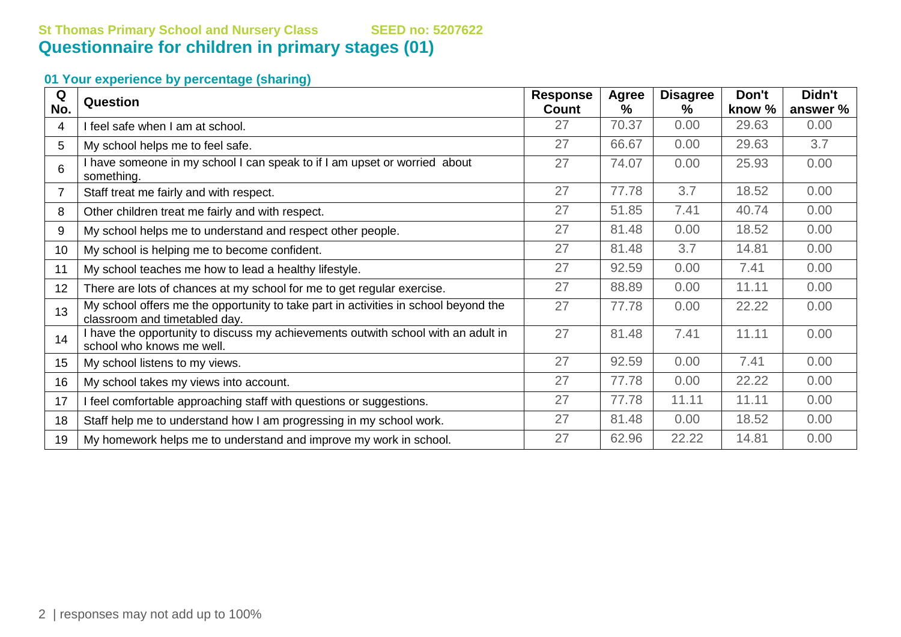St Thomas Primary School and Nursery Class SEED no: 5207622

# Questionnaire for children in primary stages (01)

### 01 Your experience by percentage (sharing)

| Q No. | Question | Response Count | Agree % | Disagree % | Don't know % | Didn't answer % |
|---|---|---|---|---|---|---|
| 4 | I feel safe when I am at school. | 27 | 70.37 | 0.00 | 29.63 | 0.00 |
| 5 | My school helps me to feel safe. | 27 | 66.67 | 0.00 | 29.63 | 3.7 |
| 6 | I have someone in my school I can speak to if I am upset or worried about something. | 27 | 74.07 | 0.00 | 25.93 | 0.00 |
| 7 | Staff treat me fairly and with respect. | 27 | 77.78 | 3.7 | 18.52 | 0.00 |
| 8 | Other children treat me fairly and with respect. | 27 | 51.85 | 7.41 | 40.74 | 0.00 |
| 9 | My school helps me to understand and respect other people. | 27 | 81.48 | 0.00 | 18.52 | 0.00 |
| 10 | My school is helping me to become confident. | 27 | 81.48 | 3.7 | 14.81 | 0.00 |
| 11 | My school teaches me how to lead a healthy lifestyle. | 27 | 92.59 | 0.00 | 7.41 | 0.00 |
| 12 | There are lots of chances at my school for me to get regular exercise. | 27 | 88.89 | 0.00 | 11.11 | 0.00 |
| 13 | My school offers me the opportunity to take part in activities in school beyond the classroom and timetabled day. | 27 | 77.78 | 0.00 | 22.22 | 0.00 |
| 14 | I have the opportunity to discuss my achievements outwith school with an adult in school who knows me well. | 27 | 81.48 | 7.41 | 11.11 | 0.00 |
| 15 | My school listens to my views. | 27 | 92.59 | 0.00 | 7.41 | 0.00 |
| 16 | My school takes my views into account. | 27 | 77.78 | 0.00 | 22.22 | 0.00 |
| 17 | I feel comfortable approaching staff with questions or suggestions. | 27 | 77.78 | 11.11 | 11.11 | 0.00 |
| 18 | Staff help me to understand how I am progressing in my school work. | 27 | 81.48 | 0.00 | 18.52 | 0.00 |
| 19 | My homework helps me to understand and improve my work in school. | 27 | 62.96 | 22.22 | 14.81 | 0.00 |

responses may not add up to 100%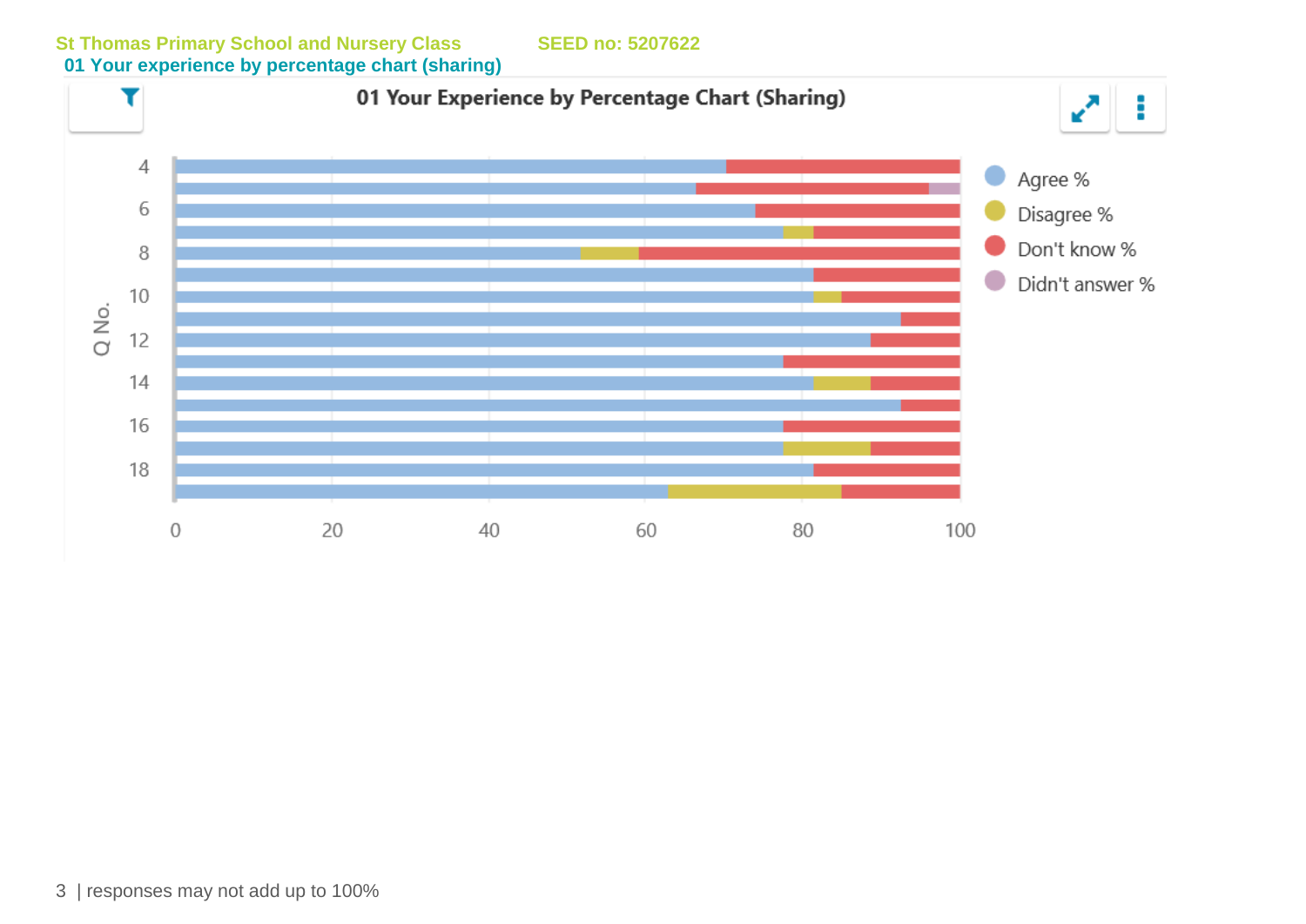St Thomas Primary School and Nursery Class SEED no: 5207622

## 01 Your experience by percentage chart (sharing)

**01 Your Experience by Percentage Chart (Sharing)**

Agree % | Disagree % | Don't know % | Didn't answer %

Q No. (4–18) vs. 0–100

responses may not add up to 100%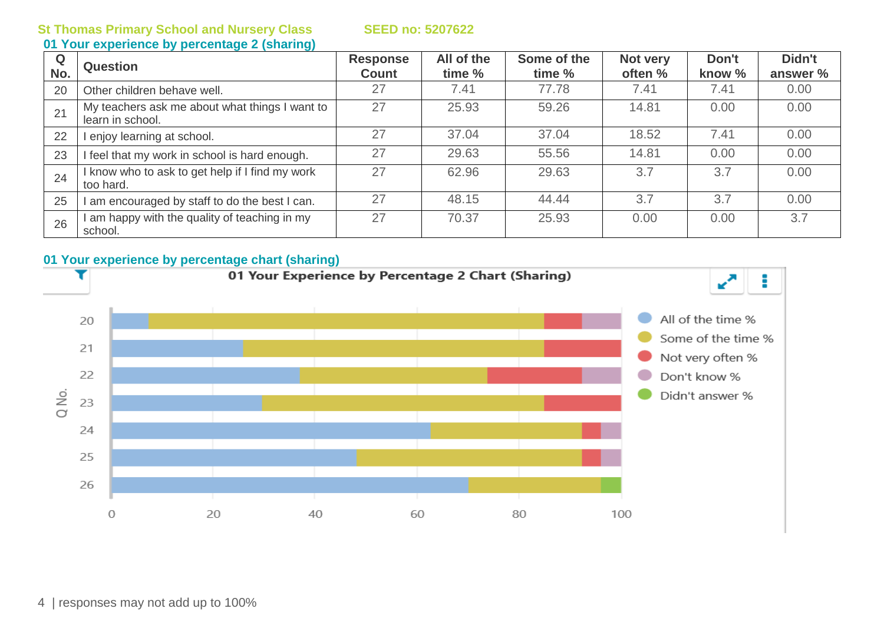St Thomas Primary School and Nursery Class SEED no: 5207622

## 01 Your experience by percentage 2 (sharing)

| Q No. | Question | Response Count | All of the time % | Some of the time % | Not very often % | Don't know % | Didn't answer % |
|---|---|---|---|---|---|---|---|
| 20 | Other children behave well. | 27 | 7.41 | 77.78 | 7.41 | 7.41 | 0.00 |
| 21 | My teachers ask me about what things I want to learn in school. | 27 | 25.93 | 59.26 | 14.81 | 0.00 | 0.00 |
| 22 | I enjoy learning at school. | 27 | 37.04 | 37.04 | 18.52 | 7.41 | 0.00 |
| 23 | I feel that my work in school is hard enough. | 27 | 29.63 | 55.56 | 14.81 | 0.00 | 0.00 |
| 24 | I know who to ask to get help if I find my work too hard. | 27 | 62.96 | 29.63 | 3.7 | 3.7 | 0.00 |
| 25 | I am encouraged by staff to do the best I can. | 27 | 48.15 | 44.44 | 3.7 | 3.7 | 0.00 |
| 26 | I am happy with the quality of teaching in my school. | 27 | 70.37 | 25.93 | 0.00 | 0.00 | 3.7 |

## 01 Your experience by percentage chart (sharing)

01 Your Experience by Percentage 2 Chart (Sharing)

responses may not add up to 100%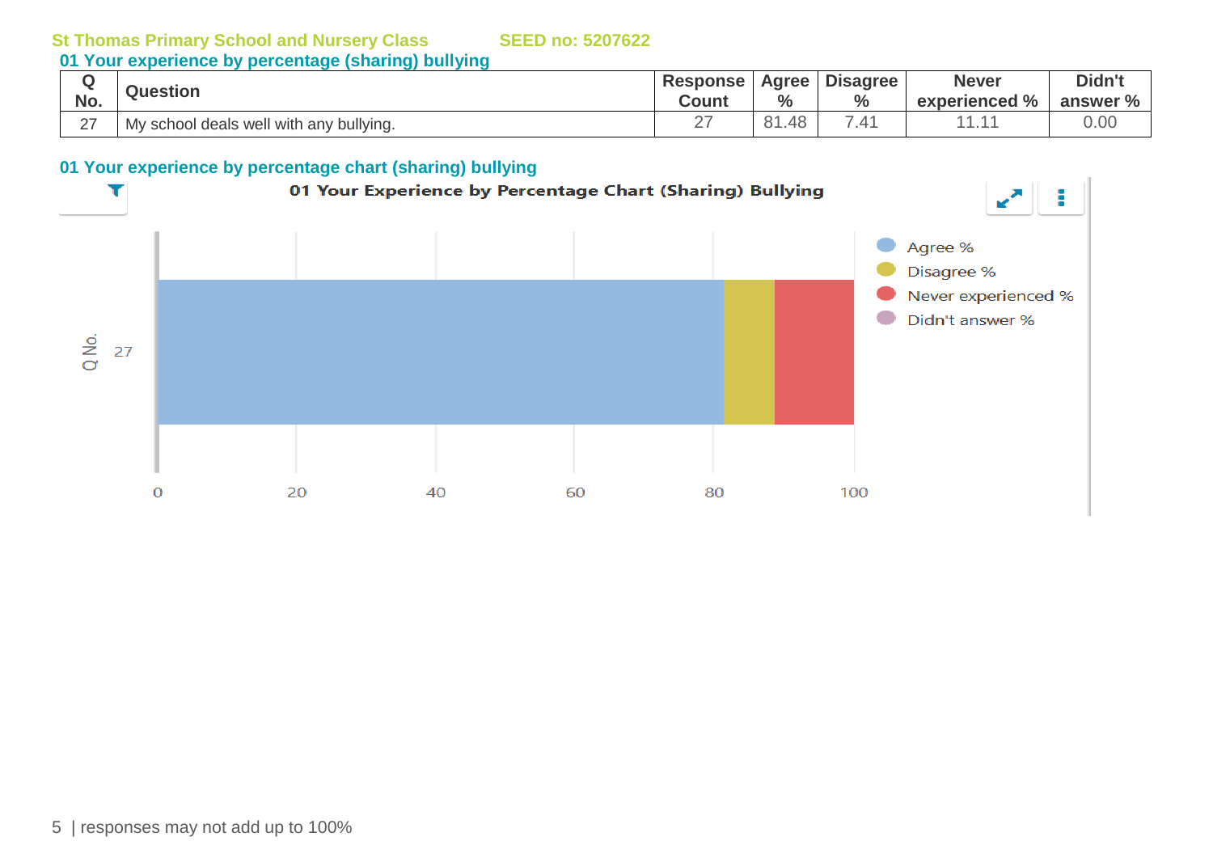St Thomas Primary School and Nursery Class SEED no: 5207622

## 01 Your experience by percentage (sharing) bullying

| Q No. | Question | Response Count | Agree % | Disagree % | Never experienced % | Didn't answer % |
|---|---|---|---|---|---|---|
| 27 | My school deals well with any bullying. | 27 | 81.48 | 7.41 | 11.11 | 0.00 |

## 01 Your experience by percentage chart (sharing) bullying

01 Your Experience by Percentage Chart (Sharing) Bullying

responses may not add up to 100%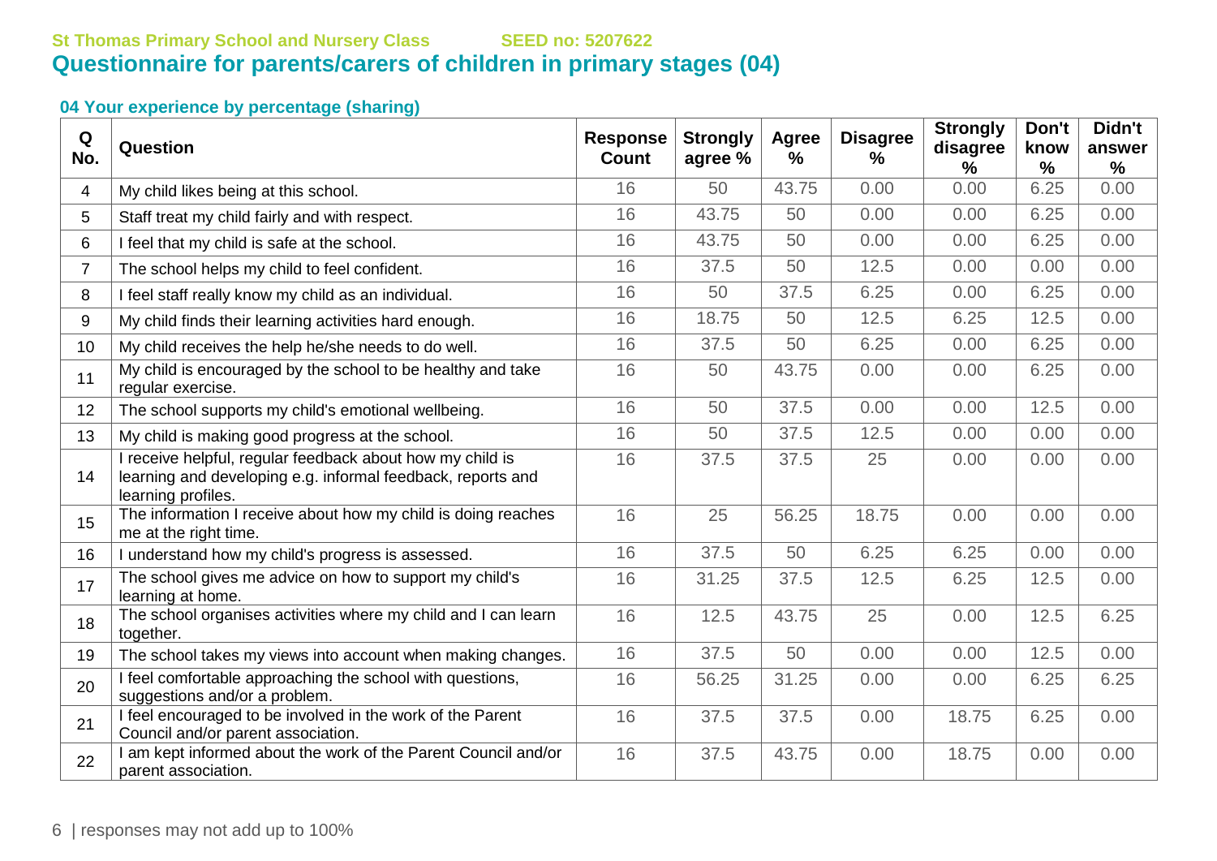St Thomas Primary School and Nursery Class SEED no: 5207622

# Questionnaire for parents/carers of children in primary stages (04)

### 04 Your experience by percentage (sharing)

| Q No. | Question | Response Count | Strongly agree % | Agree % | Disagree % | Strongly disagree % | Don't know % | Didn't answer % |
|---|---|---|---|---|---|---|---|---|
| 4 | My child likes being at this school. | 16 | 50 | 43.75 | 0.00 | 0.00 | 6.25 | 0.00 |
| 5 | Staff treat my child fairly and with respect. | 16 | 43.75 | 50 | 0.00 | 0.00 | 6.25 | 0.00 |
| 6 | I feel that my child is safe at the school. | 16 | 43.75 | 50 | 0.00 | 0.00 | 6.25 | 0.00 |
| 7 | The school helps my child to feel confident. | 16 | 37.5 | 50 | 12.5 | 0.00 | 0.00 | 0.00 |
| 8 | I feel staff really know my child as an individual. | 16 | 50 | 37.5 | 6.25 | 0.00 | 6.25 | 0.00 |
| 9 | My child finds their learning activities hard enough. | 16 | 18.75 | 50 | 12.5 | 6.25 | 12.5 | 0.00 |
| 10 | My child receives the help he/she needs to do well. | 16 | 37.5 | 50 | 6.25 | 0.00 | 6.25 | 0.00 |
| 11 | My child is encouraged by the school to be healthy and take regular exercise. | 16 | 50 | 43.75 | 0.00 | 0.00 | 6.25 | 0.00 |
| 12 | The school supports my child's emotional wellbeing. | 16 | 50 | 37.5 | 0.00 | 0.00 | 12.5 | 0.00 |
| 13 | My child is making good progress at the school. | 16 | 50 | 37.5 | 12.5 | 0.00 | 0.00 | 0.00 |
| 14 | I receive helpful, regular feedback about how my child is learning and developing e.g. informal feedback, reports and learning profiles. | 16 | 37.5 | 37.5 | 25 | 0.00 | 0.00 | 0.00 |
| 15 | The information I receive about how my child is doing reaches me at the right time. | 16 | 25 | 56.25 | 18.75 | 0.00 | 0.00 | 0.00 |
| 16 | I understand how my child's progress is assessed. | 16 | 37.5 | 50 | 6.25 | 6.25 | 0.00 | 0.00 |
| 17 | The school gives me advice on how to support my child's learning at home. | 16 | 31.25 | 37.5 | 12.5 | 6.25 | 12.5 | 0.00 |
| 18 | The school organises activities where my child and I can learn together. | 16 | 12.5 | 43.75 | 25 | 0.00 | 12.5 | 6.25 |
| 19 | The school takes my views into account when making changes. | 16 | 37.5 | 50 | 0.00 | 0.00 | 12.5 | 0.00 |
| 20 | I feel comfortable approaching the school with questions, suggestions and/or a problem. | 16 | 56.25 | 31.25 | 0.00 | 0.00 | 6.25 | 6.25 |
| 21 | I feel encouraged to be involved in the work of the Parent Council and/or parent association. | 16 | 37.5 | 37.5 | 0.00 | 18.75 | 6.25 | 0.00 |
| 22 | I am kept informed about the work of the Parent Council and/or parent association. | 16 | 37.5 | 43.75 | 0.00 | 18.75 | 0.00 | 0.00 |

responses may not add up to 100%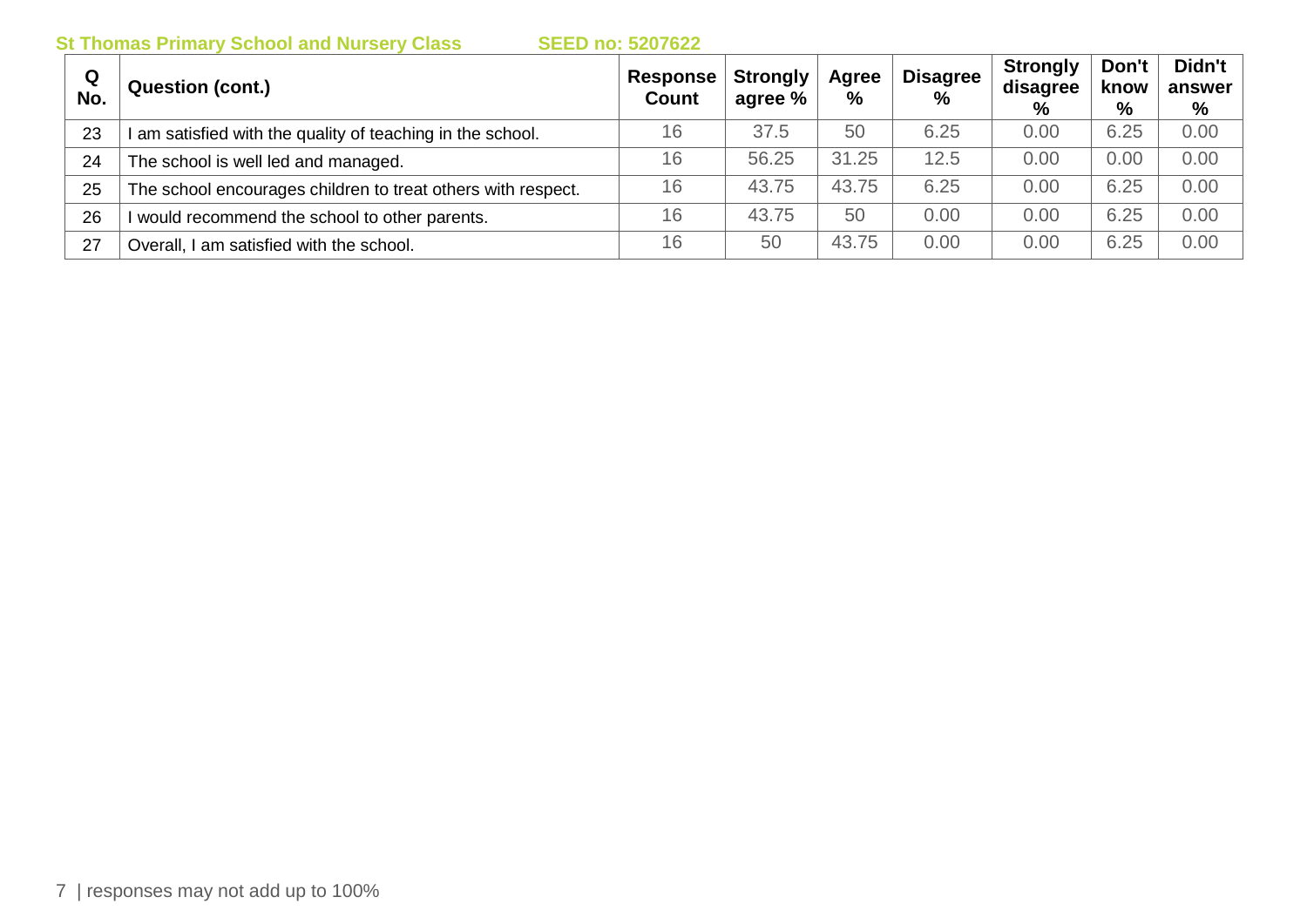**St Thomas Primary School and Nursery Class** **SEED no: 5207622**

| Q No. | Question (cont.) | Response Count | Strongly agree % | Agree % | Disagree % | Strongly disagree % | Don't know % | Didn't answer % |
|---|---|---|---|---|---|---|---|---|
| 23 | I am satisfied with the quality of teaching in the school. | 16 | 37.5 | 50 | 6.25 | 0.00 | 6.25 | 0.00 |
| 24 | The school is well led and managed. | 16 | 56.25 | 31.25 | 12.5 | 0.00 | 0.00 | 0.00 |
| 25 | The school encourages children to treat others with respect. | 16 | 43.75 | 43.75 | 6.25 | 0.00 | 6.25 | 0.00 |
| 26 | I would recommend the school to other parents. | 16 | 43.75 | 50 | 0.00 | 0.00 | 6.25 | 0.00 |
| 27 | Overall, I am satisfied with the school. | 16 | 50 | 43.75 | 0.00 | 0.00 | 6.25 | 0.00 |

responses may not add up to 100%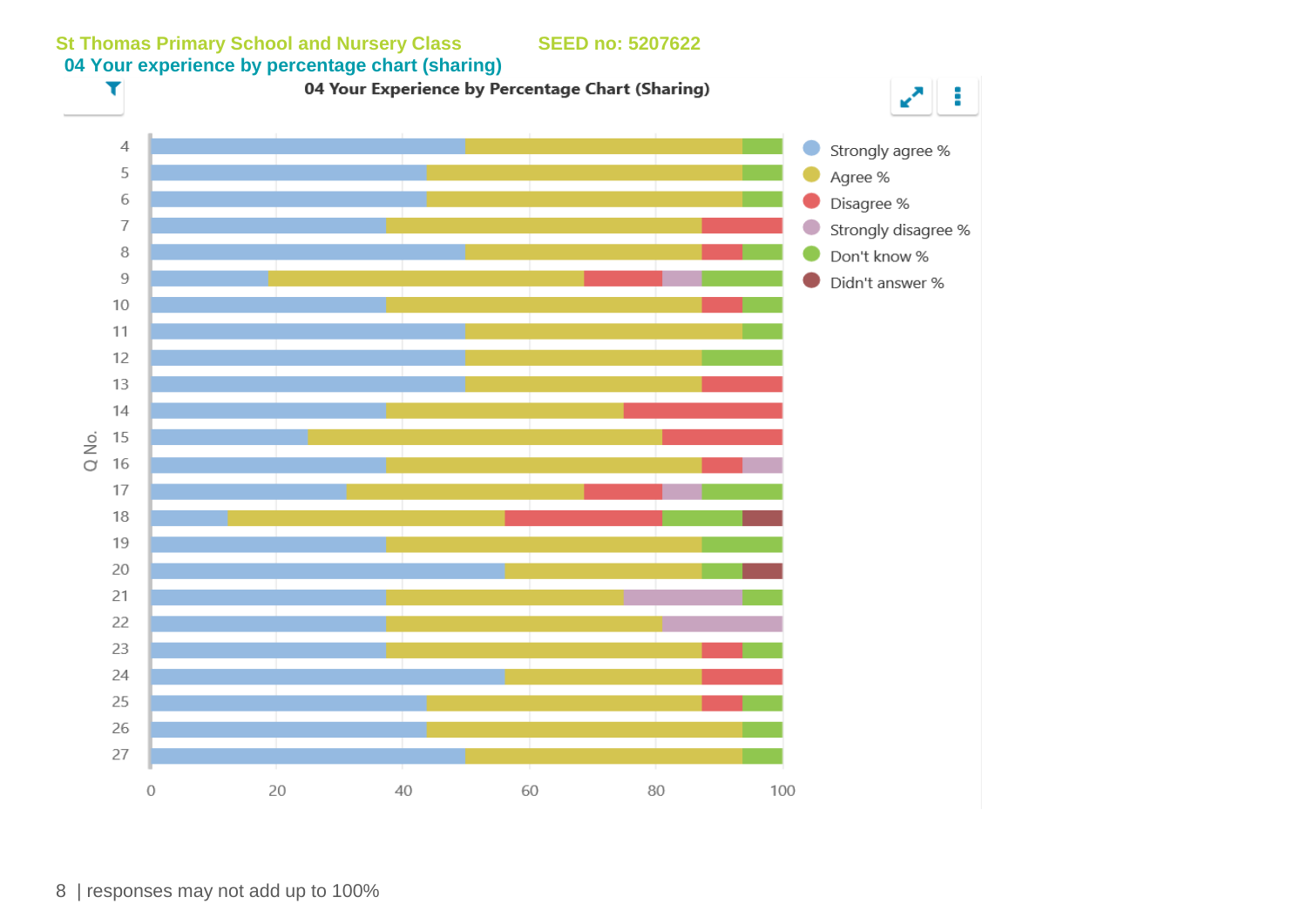St Thomas Primary School and Nursery Class SEED no: 5207622

## 04 Your experience by percentage chart (sharing)

04 Your Experience by Percentage Chart (Sharing)

Q No.: 4, 5, 6, 7, 8, 9, 10, 11, 12, 13, 14, 15, 16, 17, 18, 19, 20, 21, 22, 23, 24, 25, 26, 27

0 20 40 60 80 100

Strongly agree %
Agree %
Disagree %
Strongly disagree %
Don't know %
Didn't answer %

8 | responses may not add up to 100%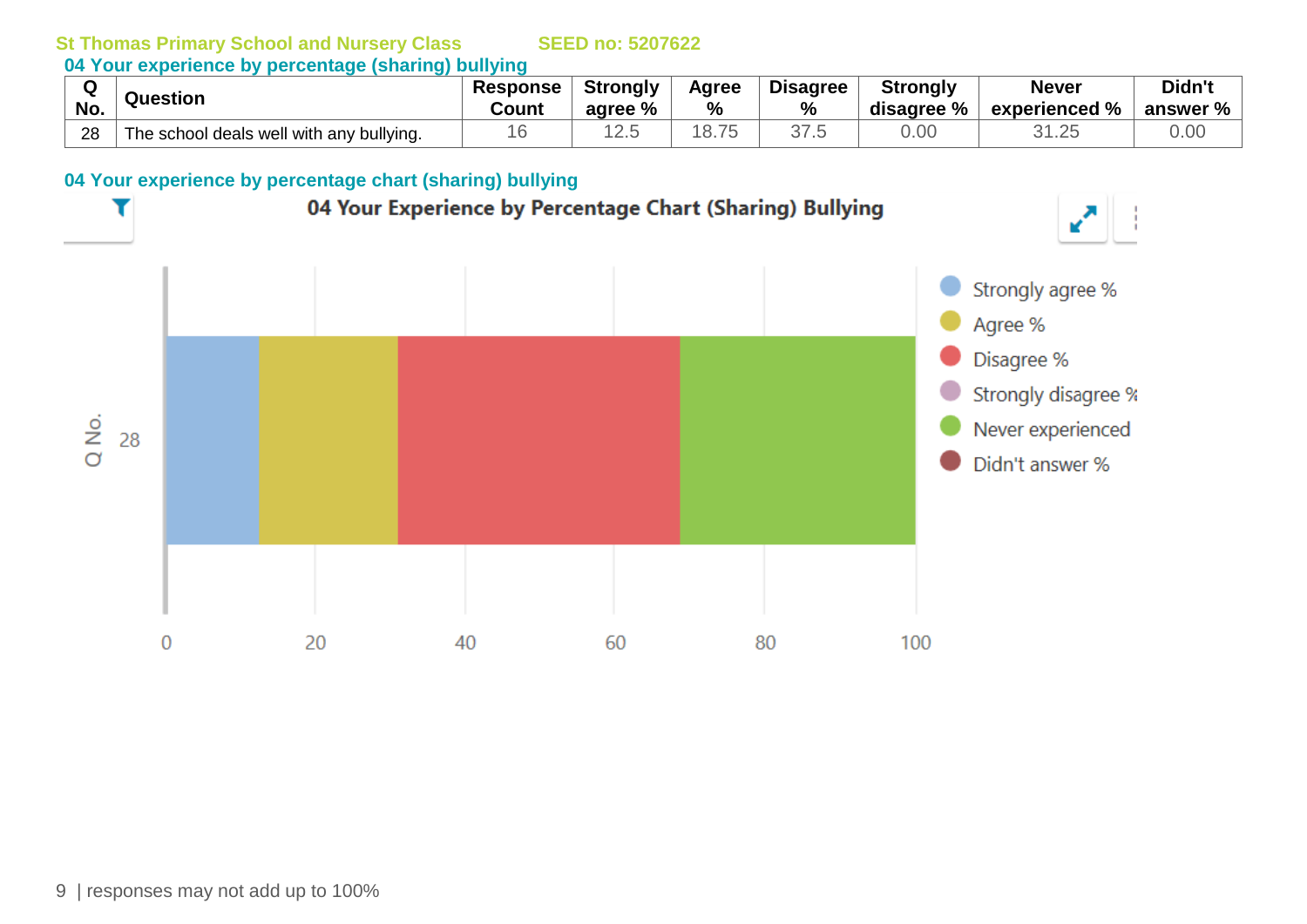St Thomas Primary School and Nursery Class SEED no: 5207622

## 04 Your experience by percentage (sharing) bullying

| Q No. | Question | Response Count | Strongly agree % | Agree % | Disagree % | Strongly disagree % | Never experienced % | Didn't answer % |
|---|---|---|---|---|---|---|---|---|
| 28 | The school deals well with any bullying. | 16 | 12.5 | 18.75 | 37.5 | 0.00 | 31.25 | 0.00 |

## 04 Your experience by percentage chart (sharing) bullying

04 Your Experience by Percentage Chart (Sharing) Bullying

Q No.

28

0
20
40
60
80
100

Strongly agree %
Agree %
Disagree %
Strongly disagree %
Never experienced
Didn't answer %

responses may not add up to 100%